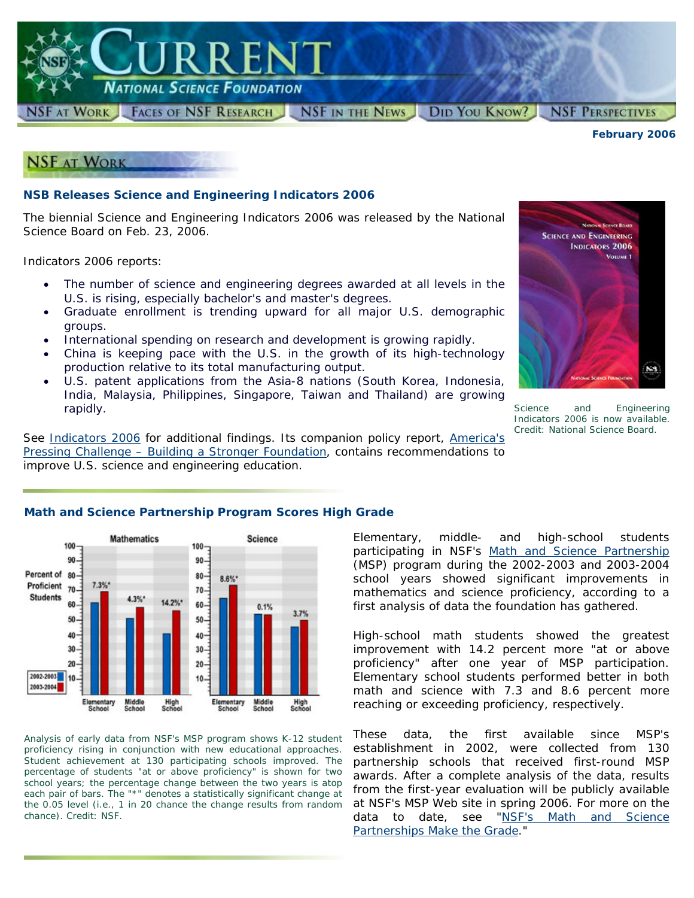# CURRENT — National Science Foundation

NSF at Work | Faces of NSF Research | NSF in the News | Did You Know? | NSF Perspectives

**February 2006**

## NSF at Work

### NSB Releases Science and Engineering Indicators 2006

The biennial Science and Engineering Indicators 2006 was released by the National Science Board on Feb. 23, 2006.

Indicators 2006 reports:

- The number of science and engineering degrees awarded at all levels in the U.S. is rising, especially bachelor's and master's degrees.
- Graduate enrollment is trending upward for all major U.S. demographic groups.
- International spending on research and development is growing rapidly.
- China is keeping pace with the U.S. in the growth of its high-technology production relative to its total manufacturing output.
- U.S. patent applications from the Asia-8 nations (South Korea, Indonesia, India, Malaysia, Philippines, Singapore, Taiwan and Thailand) are growing rapidly.

Science and Engineering Indicators 2006 is now available. Credit: National Science Board.

See Indicators 2006 for additional findings. Its companion policy report, America's Pressing Challenge – Building a Stronger Foundation, contains recommendations to improve U.S. science and engineering education.

### Math and Science Partnership Program Scores High Grade

Analysis of early data from NSF's MSP program shows K-12 student proficiency rising in conjunction with new educational approaches. Student achievement at 130 participating schools improved. The percentage of students "at or above proficiency" is shown for two school years; the percentage change between the two years is atop each pair of bars. The "*" denotes a statistically significant change at the 0.05 level (i.e., 1 in 20 chance the change results from random chance). Credit: NSF.

Elementary, middle- and high-school students participating in NSF's Math and Science Partnership (MSP) program during the 2002-2003 and 2003-2004 school years showed significant improvements in mathematics and science proficiency, according to a first analysis of data the foundation has gathered.

High-school math students showed the greatest improvement with 14.2 percent more "at or above proficiency" after one year of MSP participation. Elementary school students performed better in both math and science with 7.3 and 8.6 percent more reaching or exceeding proficiency, respectively.

These data, the first available since MSP's establishment in 2002, were collected from 130 partnership schools that received first-round MSP awards. After a complete analysis of the data, results from the first-year evaluation will be publicly available at NSF's MSP Web site in spring 2006. For more on the data to date, see "NSF's Math and Science Partnerships Make the Grade."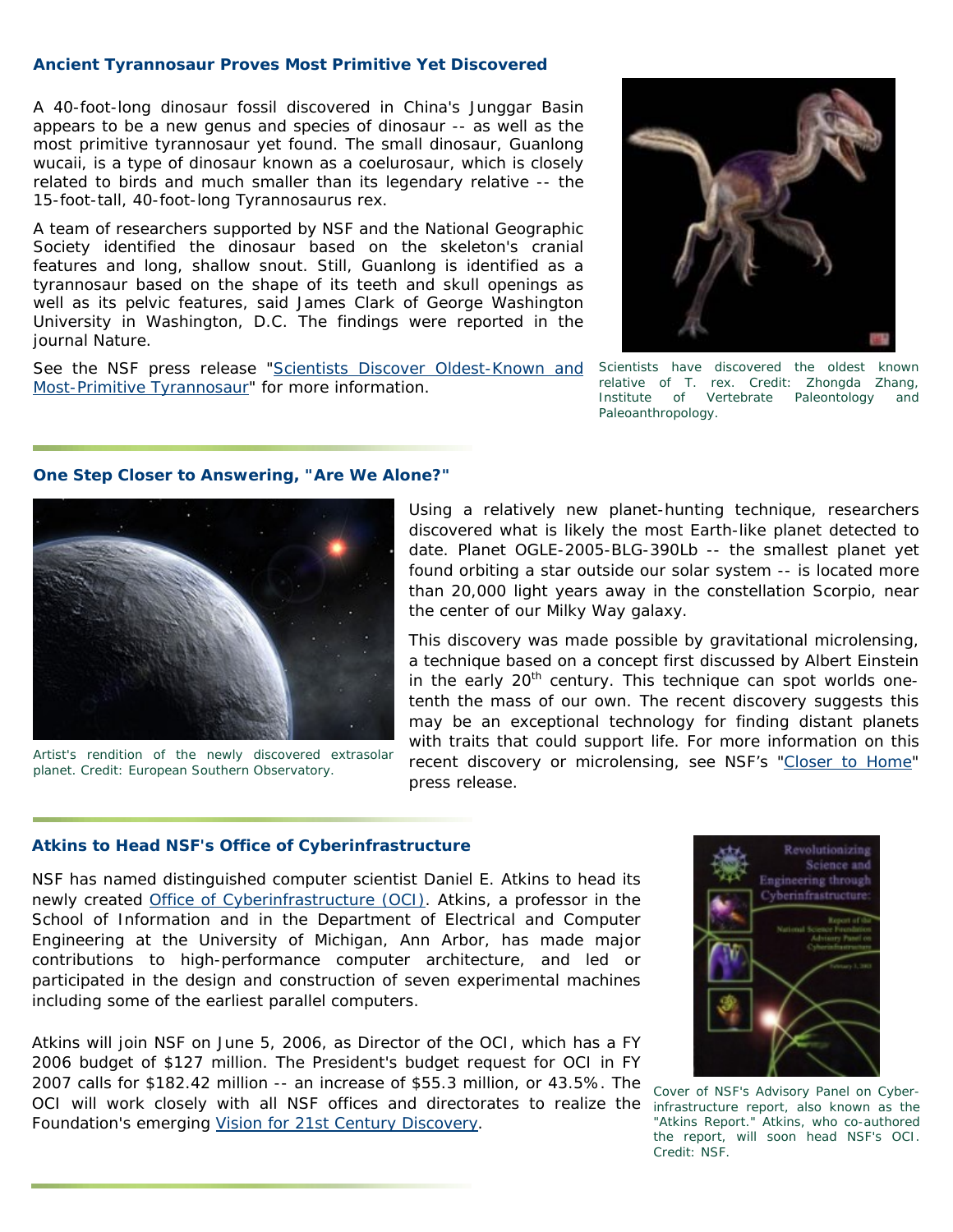### Ancient Tyrannosaur Proves Most Primitive Yet Discovered

A 40-foot-long dinosaur fossil discovered in China's Junggar Basin appears to be a new genus and species of dinosaur -- as well as the most primitive tyrannosaur yet found. The small dinosaur, Guanlong wucaii, is a type of dinosaur known as a coelurosaur, which is closely related to birds and much smaller than its legendary relative -- the 15-foot-tall, 40-foot-long Tyrannosaurus rex.

A team of researchers supported by NSF and the National Geographic Society identified the dinosaur based on the skeleton's cranial features and long, shallow snout. Still, Guanlong is identified as a tyrannosaur based on the shape of its teeth and skull openings as well as its pelvic features, said James Clark of George Washington University in Washington, D.C. The findings were reported in the journal Nature.

See the NSF press release "Scientists Discover Oldest-Known and Most-Primitive Tyrannosaur" for more information.

*Scientists have discovered the oldest known relative of T. rex. Credit: Zhongda Zhang, Institute of Vertebrate Paleontology and Paleoanthropology.*

### One Step Closer to Answering, "Are We Alone?"

*Artist's rendition of the newly discovered extrasolar planet. Credit: European Southern Observatory.*

Using a relatively new planet-hunting technique, researchers discovered what is likely the most Earth-like planet detected to date. Planet OGLE-2005-BLG-390Lb -- the smallest planet yet found orbiting a star outside our solar system -- is located more than 20,000 light years away in the constellation Scorpio, near the center of our Milky Way galaxy.

This discovery was made possible by gravitational microlensing, a technique based on a concept first discussed by Albert Einstein in the early 20th century. This technique can spot worlds one-tenth the mass of our own. The recent discovery suggests this may be an exceptional technology for finding distant planets with traits that could support life. For more information on this recent discovery or microlensing, see NSF's "Closer to Home" press release.

### Atkins to Head NSF's Office of Cyberinfrastructure

NSF has named distinguished computer scientist Daniel E. Atkins to head its newly created Office of Cyberinfrastructure (OCI). Atkins, a professor in the School of Information and in the Department of Electrical and Computer Engineering at the University of Michigan, Ann Arbor, has made major contributions to high-performance computer architecture, and led or participated in the design and construction of seven experimental machines including some of the earliest parallel computers.

Atkins will join NSF on June 5, 2006, as Director of the OCI, which has a FY 2006 budget of $127 million. The President's budget request for OCI in FY 2007 calls for $182.42 million -- an increase of $55.3 million, or 43.5%. The OCI will work closely with all NSF offices and directorates to realize the Foundation's emerging Vision for 21st Century Discovery.

*Cover of NSF's Advisory Panel on Cyber-infrastructure report, also known as the "Atkins Report." Atkins, who co-authored the report, will soon head NSF's OCI. Credit: NSF.*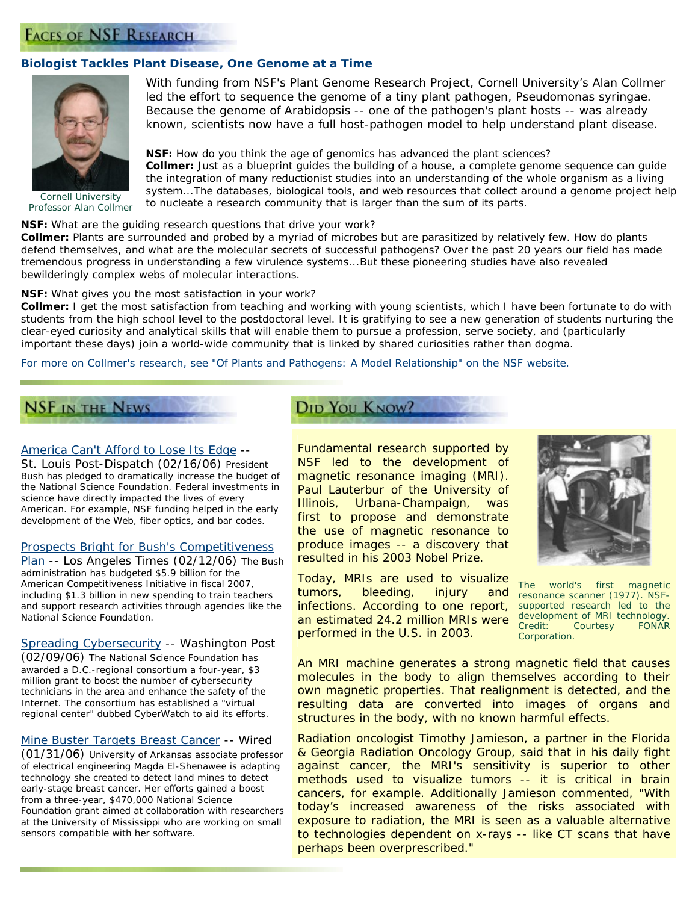## Faces of NSF Research

### Biologist Tackles Plant Disease, One Genome at a Time

With funding from NSF's Plant Genome Research Project, Cornell University's Alan Collmer led the effort to sequence the genome of a tiny plant pathogen, Pseudomonas syringae. Because the genome of Arabidopsis -- one of the pathogen's plant hosts -- was already known, scientists now have a full host-pathogen model to help understand plant disease.

Cornell University Professor Alan Collmer

**NSF:** How do you think the age of genomics has advanced the plant sciences?
**Collmer:** Just as a blueprint guides the building of a house, a complete genome sequence can guide the integration of many reductionist studies into an understanding of the whole organism as a living system...The databases, biological tools, and web resources that collect around a genome project help to nucleate a research community that is larger than the sum of its parts.

**NSF:** What are the guiding research questions that drive your work?
**Collmer:** Plants are surrounded and probed by a myriad of microbes but are parasitized by relatively few. How do plants defend themselves, and what are the molecular secrets of successful pathogens? Over the past 20 years our field has made tremendous progress in understanding a few virulence systems...But these pioneering studies have also revealed bewilderingly complex webs of molecular interactions.

**NSF:** What gives you the most satisfaction in your work?
**Collmer:** I get the most satisfaction from teaching and working with young scientists, which I have been fortunate to do with students from the high school level to the postdoctoral level. It is gratifying to see a new generation of students nurturing the clear-eyed curiosity and analytical skills that will enable them to pursue a profession, serve society, and (particularly important these days) join a world-wide community that is linked by shared curiosities rather than dogma.

For more on Collmer's research, see "Of Plants and Pathogens: A Model Relationship" on the NSF website.

## NSF in the News

America Can't Afford to Lose Its Edge -- St. Louis Post-Dispatch (02/16/06) President Bush has pledged to dramatically increase the budget of the National Science Foundation. Federal investments in science have directly impacted the lives of every American. For example, NSF funding helped in the early development of the Web, fiber optics, and bar codes.

Prospects Bright for Bush's Competitiveness Plan -- Los Angeles Times (02/12/06) The Bush administration has budgeted $5.9 billion for the American Competitiveness Initiative in fiscal 2007, including $1.3 billion in new spending to train teachers and support research activities through agencies like the National Science Foundation.

Spreading Cybersecurity -- Washington Post (02/09/06) The National Science Foundation has awarded a D.C.-regional consortium a four-year, $3 million grant to boost the number of cybersecurity technicians in the area and enhance the safety of the Internet. The consortium has established a "virtual regional center" dubbed CyberWatch to aid its efforts.

Mine Buster Targets Breast Cancer -- Wired (01/31/06) University of Arkansas associate professor of electrical engineering Magda El-Shenawee is adapting technology she created to detect land mines to detect early-stage breast cancer. Her efforts gained a boost from a three-year, $470,000 National Science Foundation grant aimed at collaboration with researchers at the University of Mississippi who are working on small sensors compatible with her software.

## Did You Know?

Fundamental research supported by NSF led to the development of magnetic resonance imaging (MRI). Paul Lauterbur of the University of Illinois, Urbana-Champaign, was first to propose and demonstrate the use of magnetic resonance to produce images -- a discovery that resulted in his 2003 Nobel Prize.

Today, MRIs are used to visualize tumors, bleeding, injury and infections. According to one report, an estimated 24.2 million MRIs were performed in the U.S. in 2003.

The world's first magnetic resonance scanner (1977). NSF-supported research led to the development of MRI technology. Credit: Courtesy FONAR Corporation.

An MRI machine generates a strong magnetic field that causes molecules in the body to align themselves according to their own magnetic properties. That realignment is detected, and the resulting data are converted into images of organs and structures in the body, with no known harmful effects.

Radiation oncologist Timothy Jamieson, a partner in the Florida & Georgia Radiation Oncology Group, said that in his daily fight against cancer, the MRI's sensitivity is superior to other methods used to visualize tumors -- it is critical in brain cancers, for example. Additionally Jamieson commented, "With today's increased awareness of the risks associated with exposure to radiation, the MRI is seen as a valuable alternative to technologies dependent on x-rays -- like CT scans that have perhaps been overprescribed."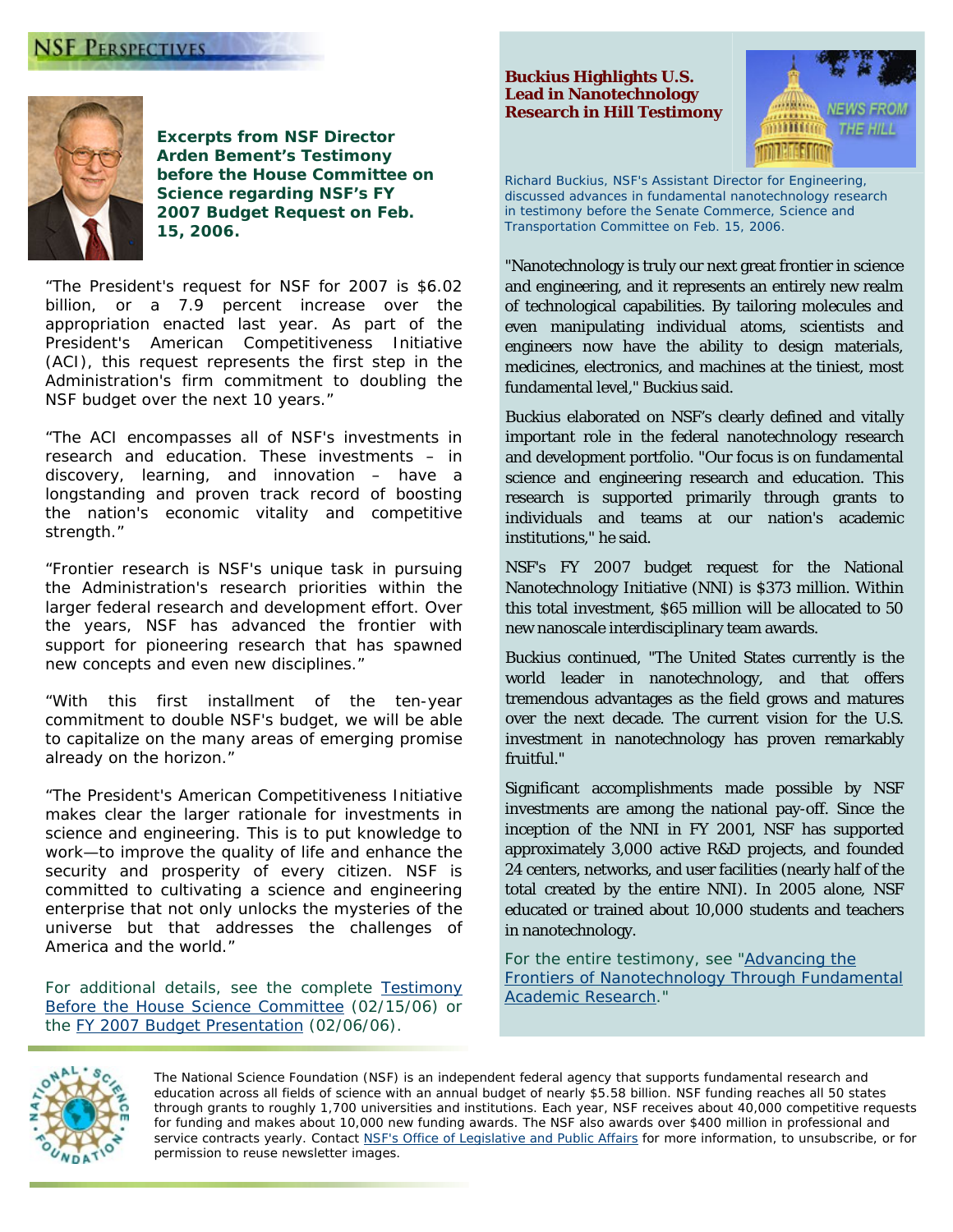## NSF Perspectives

**Excerpts from NSF Director Arden Bement's Testimony before the House Committee on Science regarding NSF's FY 2007 Budget Request on Feb. 15, 2006.**

"The President's request for NSF for 2007 is $6.02 billion, or a 7.9 percent increase over the appropriation enacted last year. As part of the President's American Competitiveness Initiative (ACI), this request represents the first step in the Administration's firm commitment to doubling the NSF budget over the next 10 years."

"The ACI encompasses all of NSF's investments in research and education. These investments – in discovery, learning, and innovation – have a longstanding and proven track record of boosting the nation's economic vitality and competitive strength."

"Frontier research is NSF's unique task in pursuing the Administration's research priorities within the larger federal research and development effort. Over the years, NSF has advanced the frontier with support for pioneering research that has spawned new concepts and even new disciplines."

"With this first installment of the ten-year commitment to double NSF's budget, we will be able to capitalize on the many areas of emerging promise already on the horizon."

"The President's American Competitiveness Initiative makes clear the larger rationale for investments in science and engineering. This is to put knowledge to work—to improve the quality of life and enhance the security and prosperity of every citizen. NSF is committed to cultivating a science and engineering enterprise that not only unlocks the mysteries of the universe but that addresses the challenges of America and the world."

For additional details, see the complete Testimony Before the House Science Committee (02/15/06) or the FY 2007 Budget Presentation (02/06/06).

## Buckius Highlights U.S. Lead in Nanotechnology Research in Hill Testimony

NEWS FROM THE HILL

Richard Buckius, NSF's Assistant Director for Engineering, discussed advances in fundamental nanotechnology research in testimony before the Senate Commerce, Science and Transportation Committee on Feb. 15, 2006.

"Nanotechnology is truly our next great frontier in science and engineering, and it represents an entirely new realm of technological capabilities. By tailoring molecules and even manipulating individual atoms, scientists and engineers now have the ability to design materials, medicines, electronics, and machines at the tiniest, most fundamental level," Buckius said.

Buckius elaborated on NSF's clearly defined and vitally important role in the federal nanotechnology research and development portfolio. "Our focus is on fundamental science and engineering research and education. This research is supported primarily through grants to individuals and teams at our nation's academic institutions," he said.

NSF's FY 2007 budget request for the National Nanotechnology Initiative (NNI) is $373 million. Within this total investment, $65 million will be allocated to 50 new nanoscale interdisciplinary team awards.

Buckius continued, "The United States currently is the world leader in nanotechnology, and that offers tremendous advantages as the field grows and matures over the next decade. The current vision for the U.S. investment in nanotechnology has proven remarkably fruitful."

Significant accomplishments made possible by NSF investments are among the national pay-off. Since the inception of the NNI in FY 2001, NSF has supported approximately 3,000 active R&D projects, and founded 24 centers, networks, and user facilities (nearly half of the total created by the entire NNI). In 2005 alone, NSF educated or trained about 10,000 students and teachers in nanotechnology.

For the entire testimony, see "Advancing the Frontiers of Nanotechnology Through Fundamental Academic Research."

---

The National Science Foundation (NSF) is an independent federal agency that supports fundamental research and education across all fields of science with an annual budget of nearly $5.58 billion. NSF funding reaches all 50 states through grants to roughly 1,700 universities and institutions. Each year, NSF receives about 40,000 competitive requests for funding and makes about 10,000 new funding awards. The NSF also awards over $400 million in professional and service contracts yearly. Contact NSF's Office of Legislative and Public Affairs for more information, to unsubscribe, or for permission to reuse newsletter images.